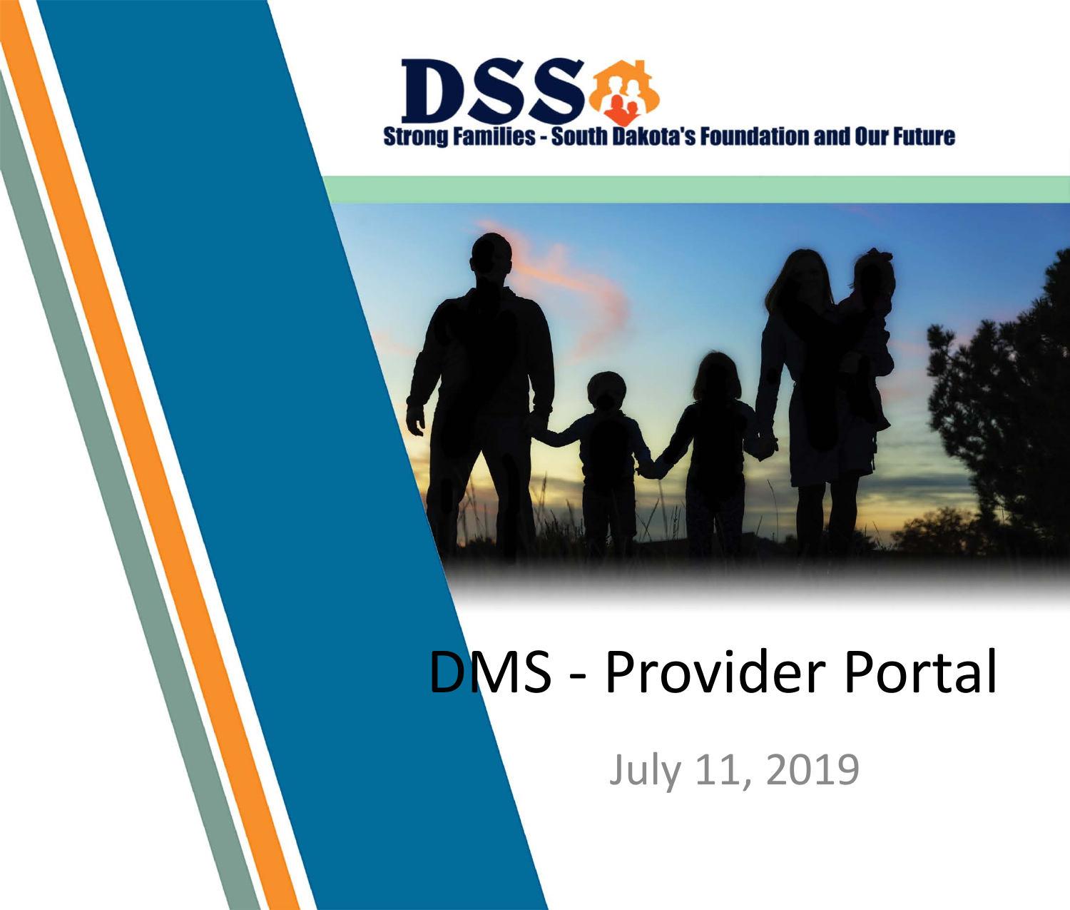DSS

Strong Families - South Dakota's Foundation and Our Future

# DMS - Provider Portal

July 11, 2019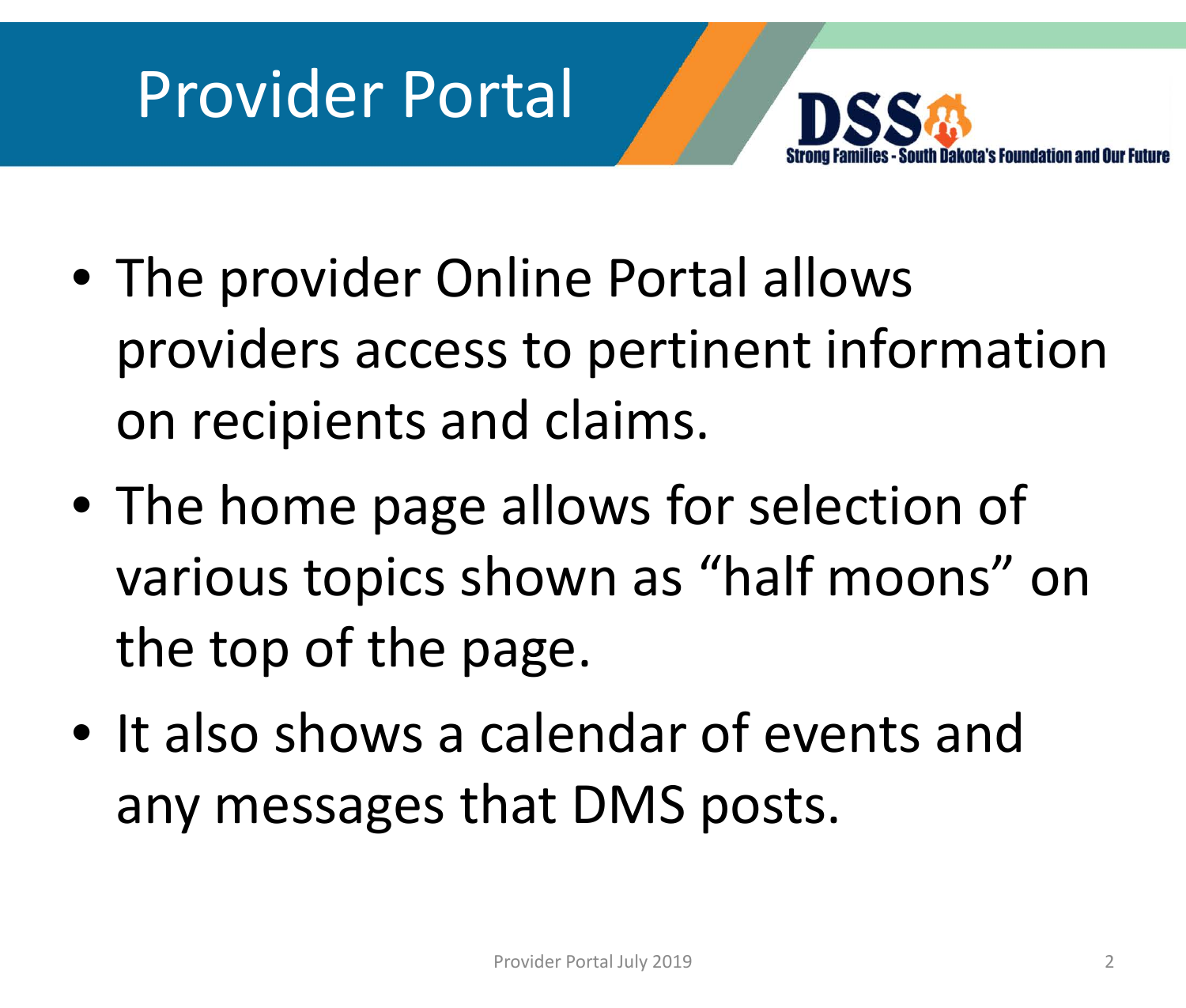# Provider Portal

- The provider Online Portal allows providers access to pertinent information on recipients and claims.
- The home page allows for selection of various topics shown as “half moons” on the top of the page.
- It also shows a calendar of events and any messages that DMS posts.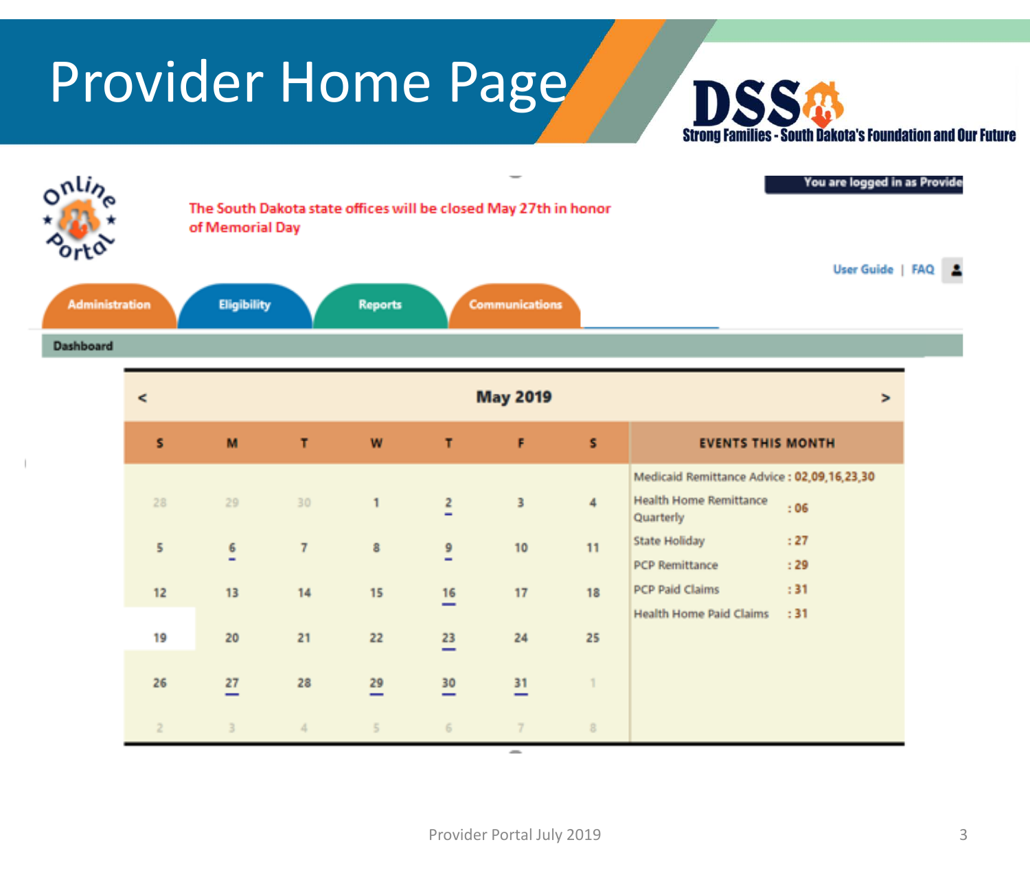# Provider Home Page

DSS
Strong Families - South Dakota's Foundation and Our Future

Online Portal

The South Dakota state offices will be closed May 27th in honor of Memorial Day

You are logged in as Provide

User Guide | FAQ

Administration | Eligibility | Reports | Communications

Dashboard

| < | | | May 2019 | | | > | |
|---|---|---|---|---|---|---|---|
| S | M | T | W | T | F | S | EVENTS THIS MONTH |
| 28 | 29 | 30 | 1 | 2 | 3 | 4 | Medicaid Remittance Advice : 02,09,16,23,30 |
| 5 | 6 | 7 | 8 | 9 | 10 | 11 | Health Home Remittance Quarterly : 06 |
| 12 | 13 | 14 | 15 | 16 | 17 | 18 | State Holiday : 27 |
| 19 | 20 | 21 | 22 | 23 | 24 | 25 | PCP Remittance : 29 |
| 26 | 27 | 28 | 29 | 30 | 31 | 1 | PCP Paid Claims : 31 |
| 2 | 3 | 4 | 5 | 6 | 7 | 8 | Health Home Paid Claims : 31 |

Provider Portal July 2019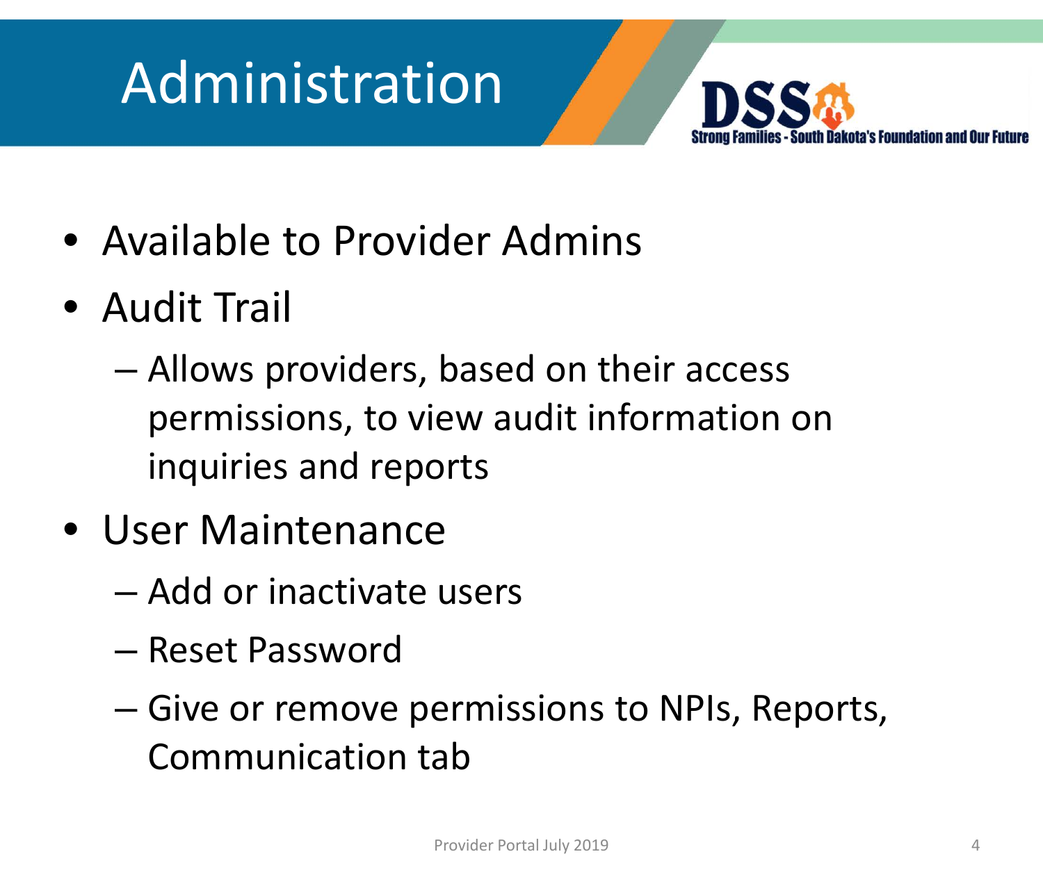# Administration

- Available to Provider Admins
- Audit Trail
  - Allows providers, based on their access permissions, to view audit information on inquiries and reports
- User Maintenance
  - Add or inactivate users
  - Reset Password
  - Give or remove permissions to NPIs, Reports, Communication tab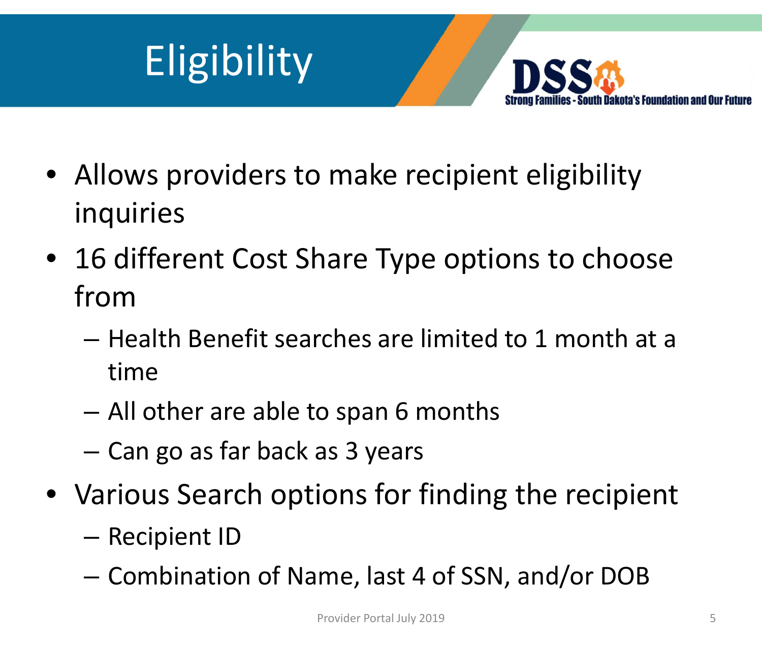# Eligibility

- Allows providers to make recipient eligibility inquiries
- 16 different Cost Share Type options to choose from
  - Health Benefit searches are limited to 1 month at a time
  - All other are able to span 6 months
  - Can go as far back as 3 years
- Various Search options for finding the recipient
  - Recipient ID
  - Combination of Name, last 4 of SSN, and/or DOB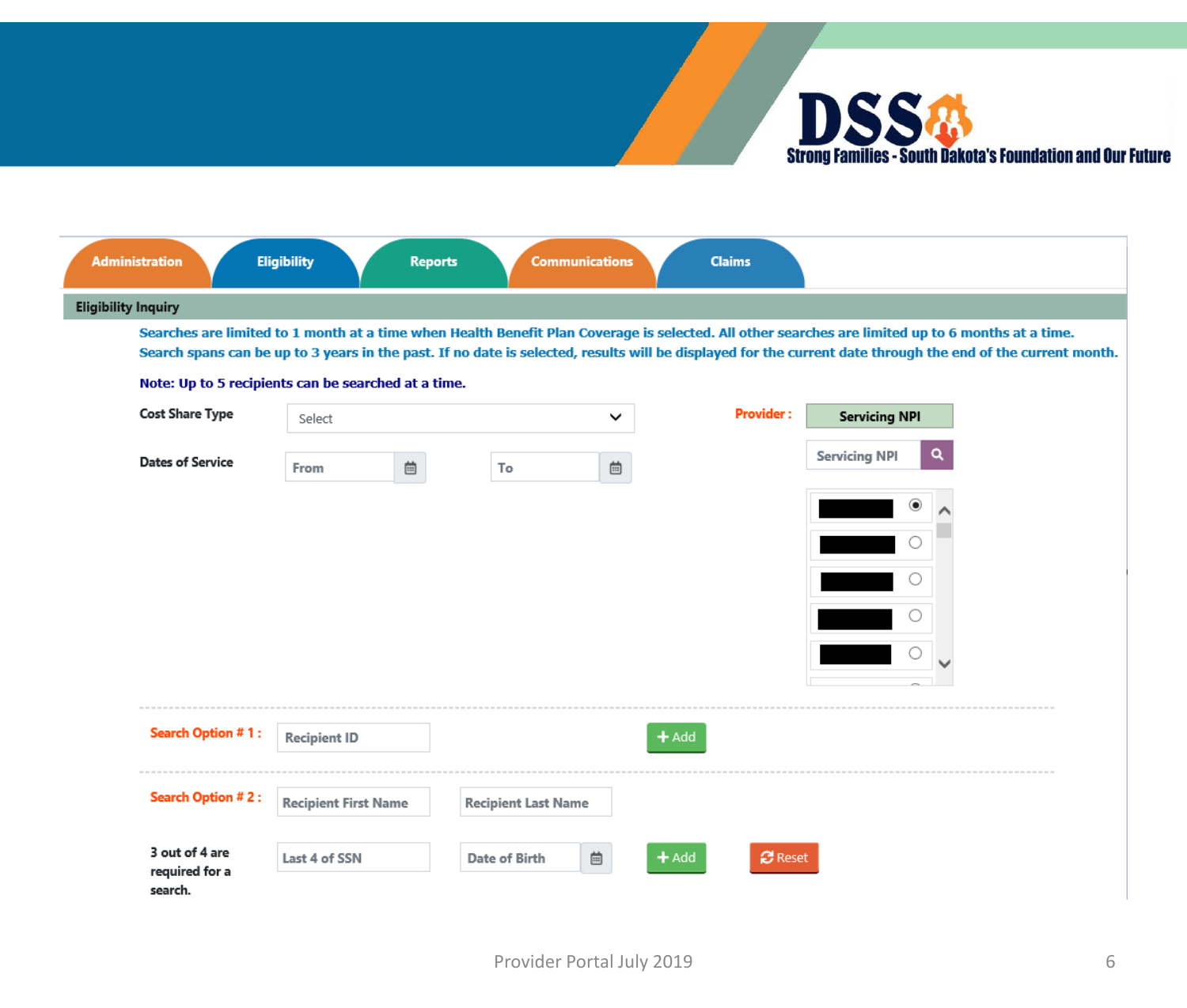Administration | Eligibility | Reports | Communications | Claims

## Eligibility Inquiry

**Searches are limited to 1 month at a time when Health Benefit Plan Coverage is selected. All other searches are limited up to 6 months at a time. Search spans can be up to 3 years in the past. If no date is selected, results will be displayed for the current date through the end of the current month.**

**Note: Up to 5 recipients can be searched at a time.**

**Cost Share Type** Select

**Dates of Service** From To

**Provider :** Servicing NPI

Servicing NPI

**Search Option # 1 :** Recipient ID + Add

**Search Option # 2 :** Recipient First Name Recipient Last Name

3 out of 4 are required for a search. Last 4 of SSN Date of Birth + Add Reset

Provider Portal July 2019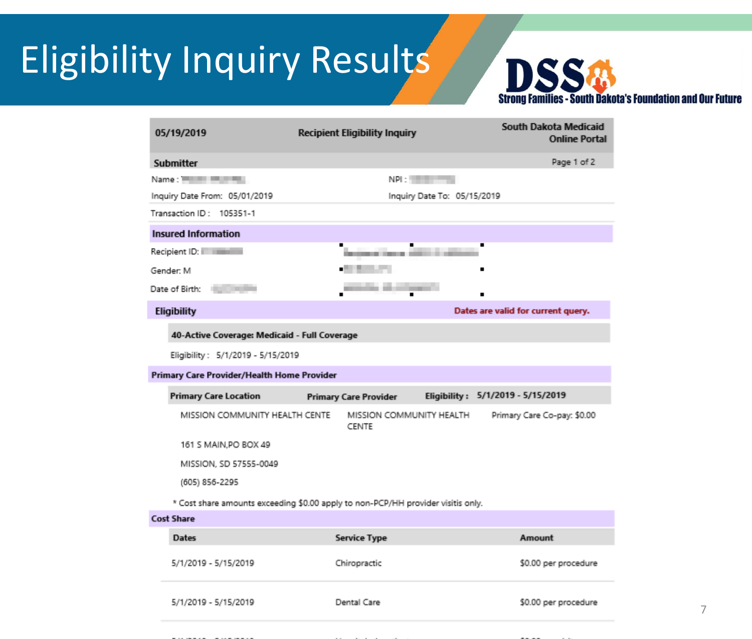# Eligibility Inquiry Results

DSS Strong Families - South Dakota's Foundation and Our Future

| 05/19/2019 | Recipient Eligibility Inquiry | South Dakota Medicaid Online Portal |
|---|---|---|

**Submitter** — Page 1 of 2

Name :

NPI :

Inquiry Date From: 05/01/2019

Inquiry Date To: 05/15/2019

Transaction ID : 105351-1

**Insured Information**

Recipient ID:

Gender: M

Date of Birth:

**Eligibility** — **Dates are valid for current query.**

**40-Active Coverage: Medicaid - Full Coverage**

Eligibility : 5/1/2019 - 5/15/2019

**Primary Care Provider/Health Home Provider**

| Primary Care Location | Primary Care Provider | Eligibility : 5/1/2019 - 5/15/2019 |
|---|---|---|
| MISSION COMMUNITY HEALTH CENTE<br>161 S MAIN,PO BOX 49<br>MISSION, SD 57555-0049<br>(605) 856-2295 | MISSION COMMUNITY HEALTH CENTE | Primary Care Co-pay: $0.00 |

\* Cost share amounts exceeding $0.00 apply to non-PCP/HH provider visitis only.

**Cost Share**

| Dates | Service Type | Amount |
|---|---|---|
| 5/1/2019 - 5/15/2019 | Chiropractic | $0.00 per procedure |
| 5/1/2019 - 5/15/2019 | Dental Care | $0.00 per procedure |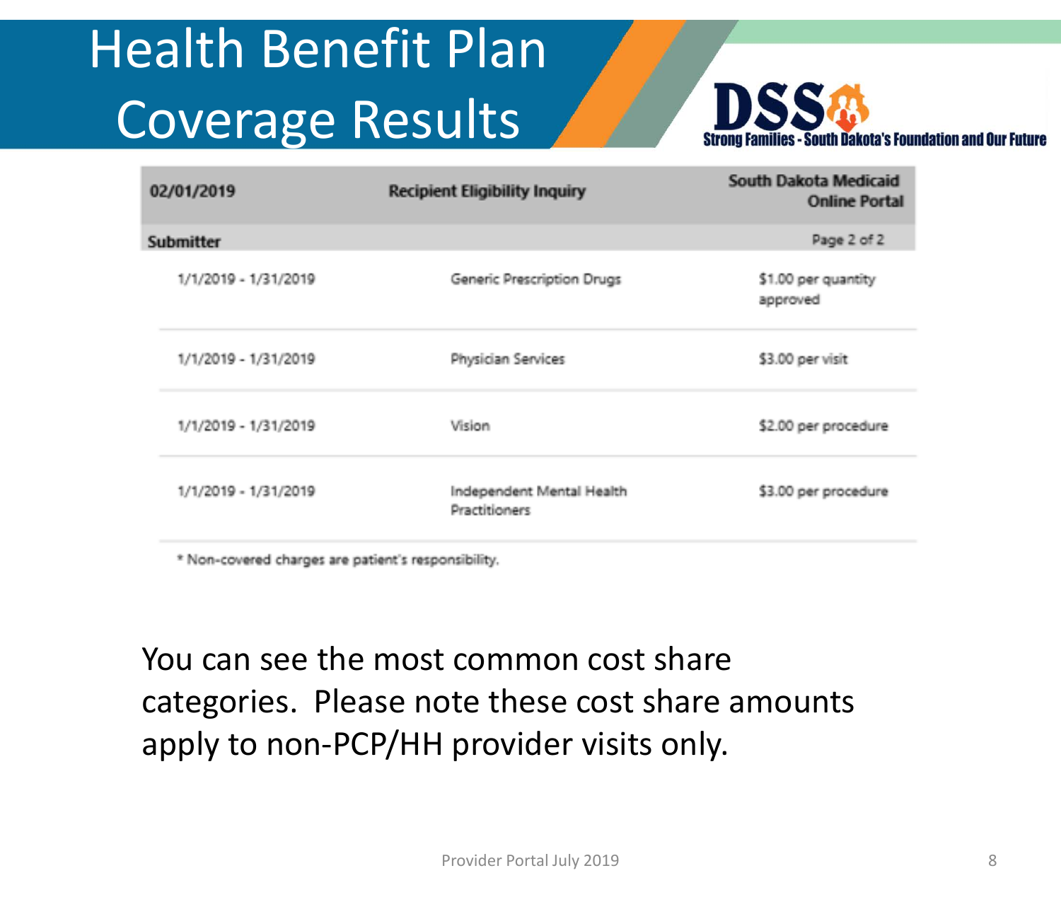# Health Benefit Plan Coverage Results

DSS
Strong Families - South Dakota's Foundation and Our Future

| 02/01/2019 | Recipient Eligibility Inquiry | South Dakota Medicaid Online Portal |
|---|---|---|
| Submitter | | Page 2 of 2 |
| 1/1/2019 - 1/31/2019 | Generic Prescription Drugs | $1.00 per quantity approved |
| 1/1/2019 - 1/31/2019 | Physician Services | $3.00 per visit |
| 1/1/2019 - 1/31/2019 | Vision | $2.00 per procedure |
| 1/1/2019 - 1/31/2019 | Independent Mental Health Practitioners | $3.00 per procedure |

* Non-covered charges are patient's responsibility.

You can see the most common cost share categories. Please note these cost share amounts apply to non-PCP/HH provider visits only.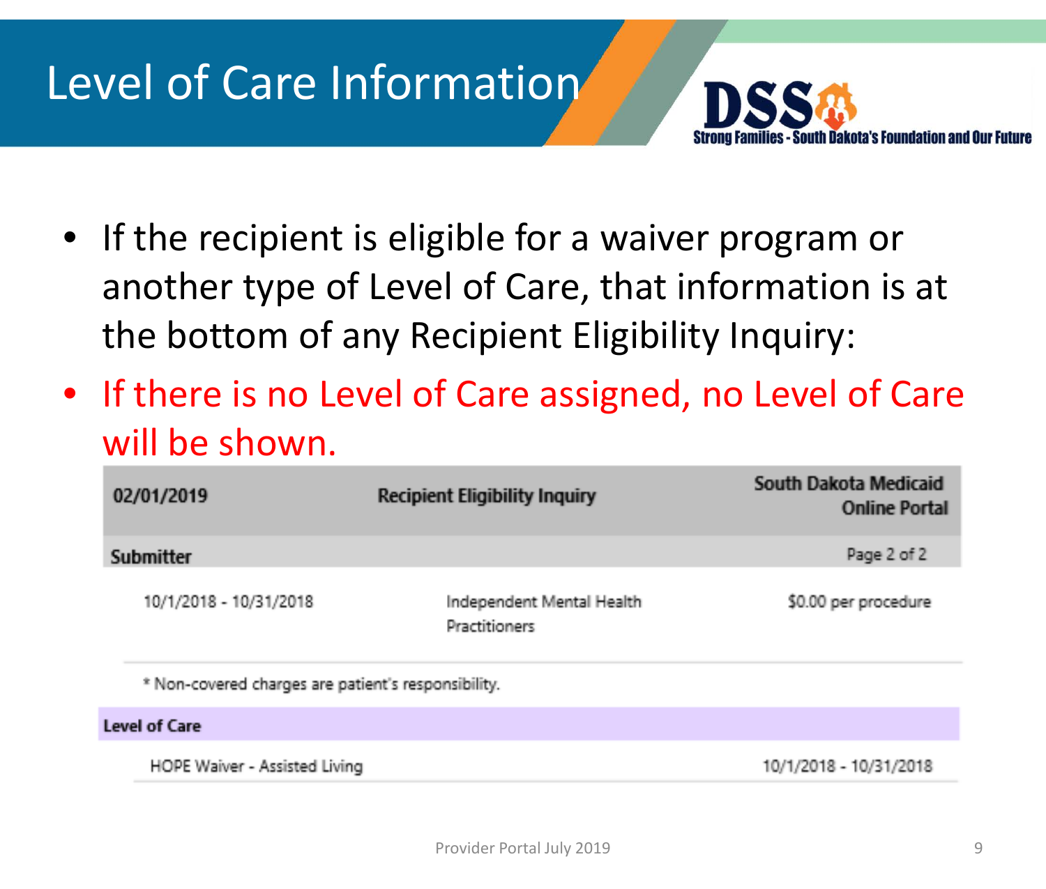# Level of Care Information

- If the recipient is eligible for a waiver program or another type of Level of Care, that information is at the bottom of any Recipient Eligibility Inquiry:
- If there is no Level of Care assigned, no Level of Care will be shown.

| 02/01/2019 | Recipient Eligibility Inquiry | South Dakota Medicaid Online Portal |
|---|---|---|
| **Submitter** | | Page 2 of 2 |
| 10/1/2018 - 10/31/2018 | Independent Mental Health Practitioners | $0.00 per procedure |
| * Non-covered charges are patient's responsibility. | | |
| **Level of Care** | | |
| HOPE Waiver - Assisted Living | | 10/1/2018 - 10/31/2018 |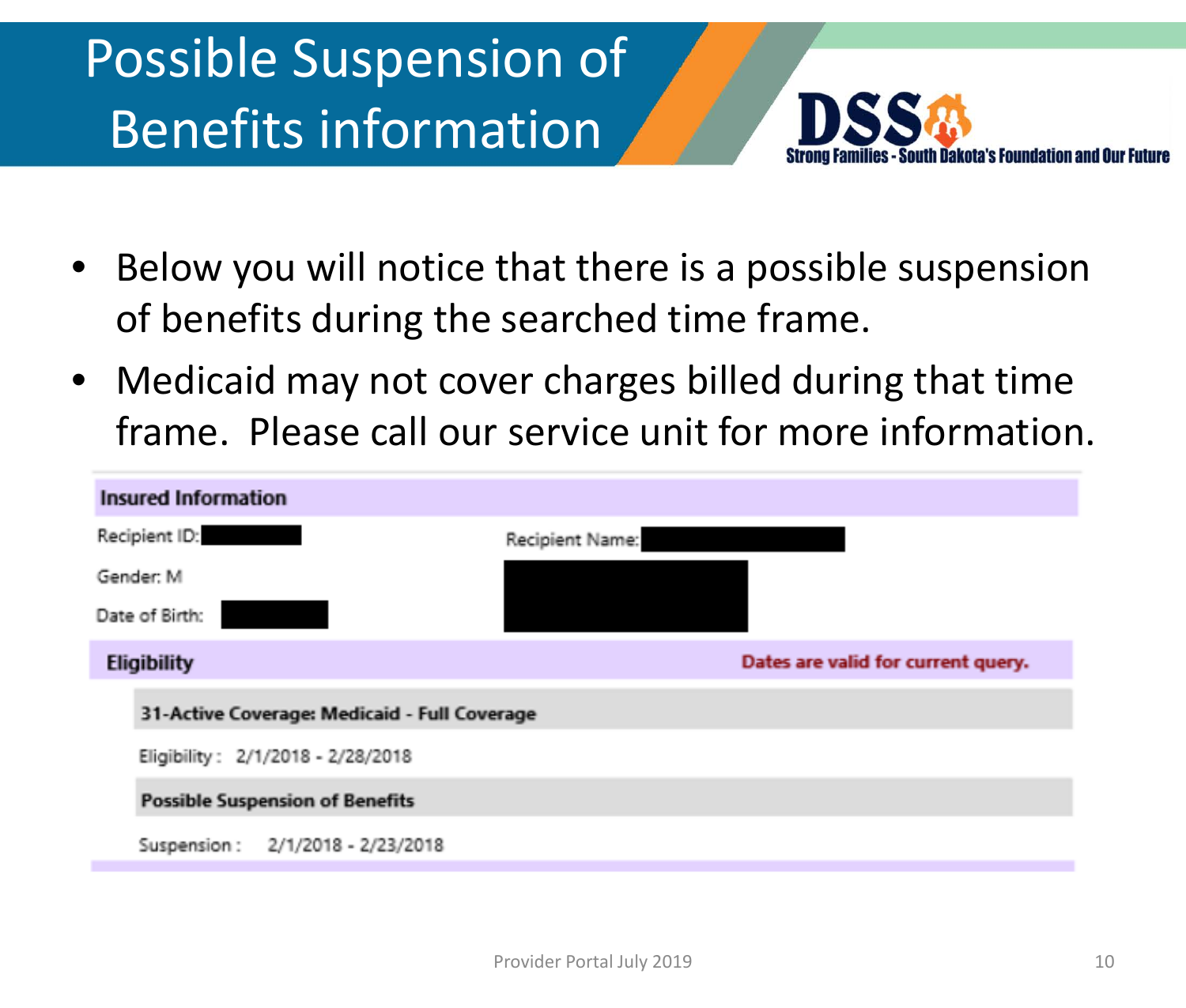# Possible Suspension of Benefits information

DSS
Strong Families - South Dakota's Foundation and Our Future

- Below you will notice that there is a possible suspension of benefits during the searched time frame.
- Medicaid may not cover charges billed during that time frame. Please call our service unit for more information.

**Insured Information**

Recipient ID:

Recipient Name:

Gender: M

Date of Birth:

**Eligibility** — Dates are valid for current query.

**31-Active Coverage: Medicaid - Full Coverage**

Eligibility : 2/1/2018 - 2/28/2018

**Possible Suspension of Benefits**

Suspension : 2/1/2018 - 2/23/2018

Provider Portal July 2019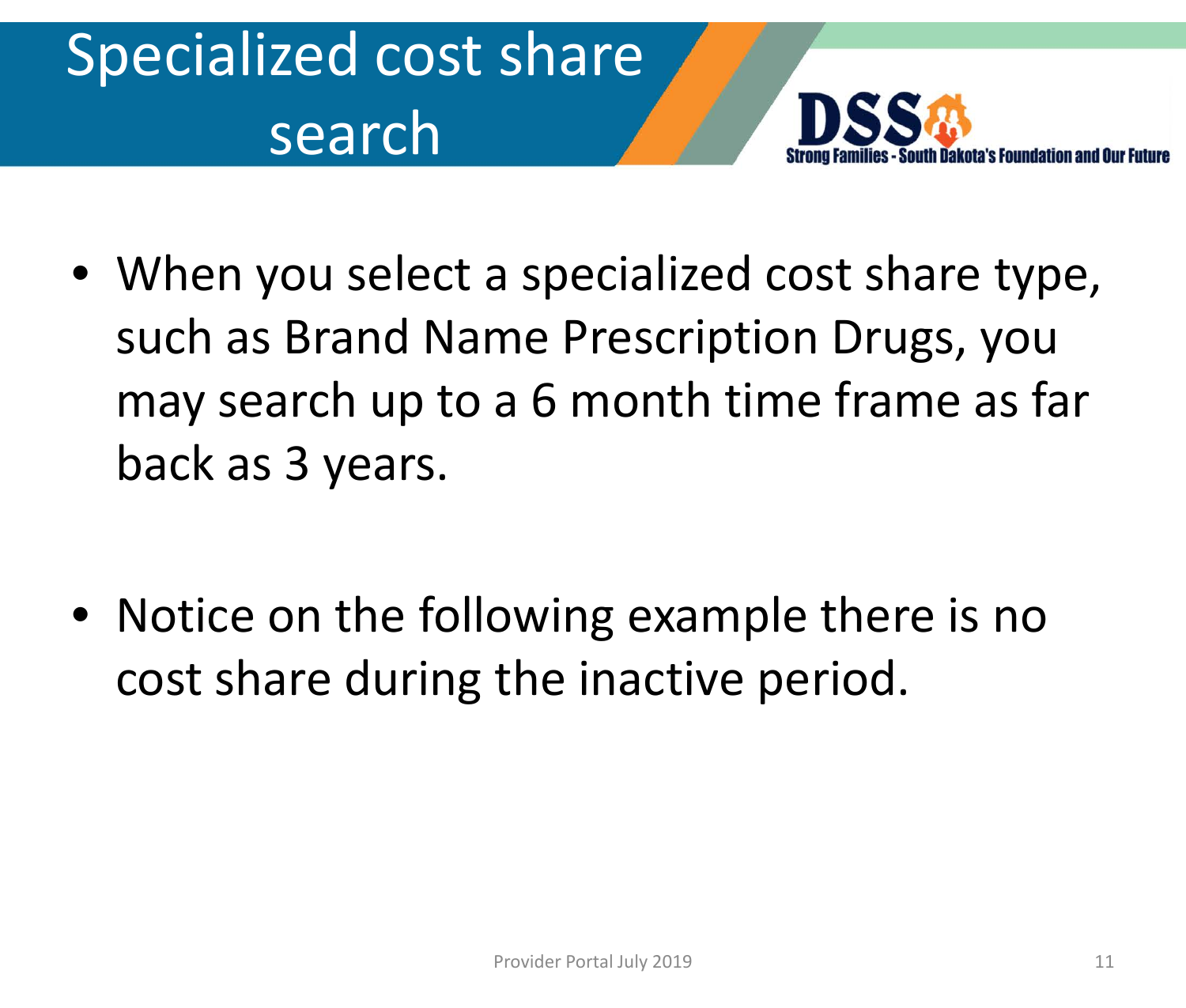# Specialized cost share search

- When you select a specialized cost share type, such as Brand Name Prescription Drugs, you may search up to a 6 month time frame as far back as 3 years.

- Notice on the following example there is no cost share during the inactive period.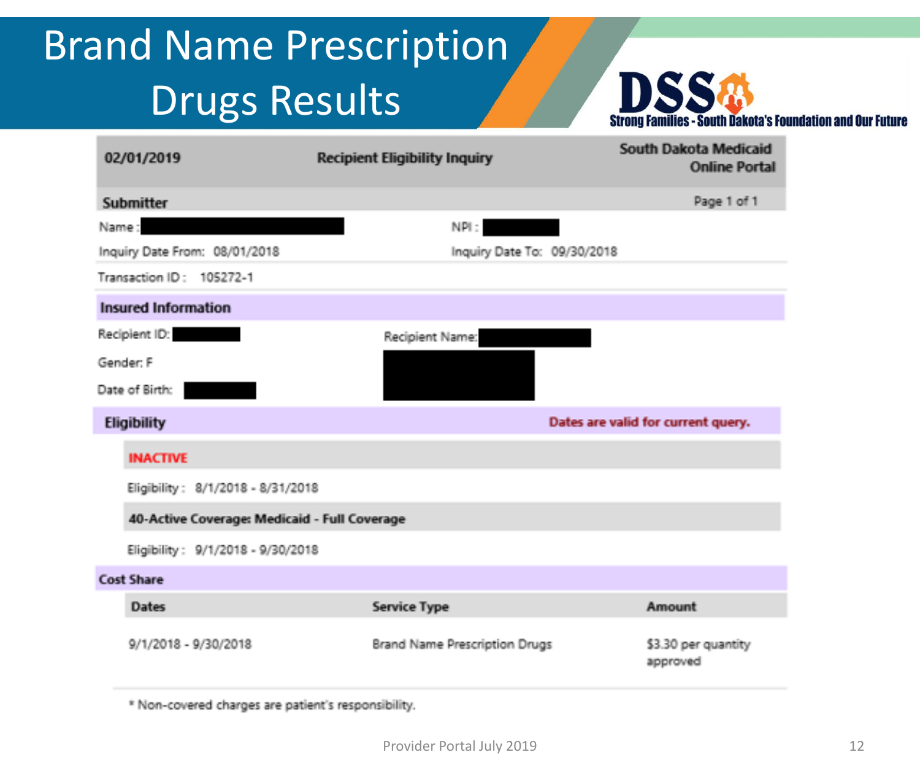# Brand Name Prescription Drugs Results

DSS Strong Families - South Dakota's Foundation and Our Future

**02/01/2019** **Recipient Eligibility Inquiry** **South Dakota Medicaid Online Portal**

**Submitter** Page 1 of 1

Name :

NPI :

Inquiry Date From: 08/01/2018

Inquiry Date To: 09/30/2018

Transaction ID : 105272-1

**Insured Information**

Recipient ID:

Recipient Name:

Gender: F

Date of Birth:

**Eligibility** **Dates are valid for current query.**

**INACTIVE**

Eligibility : 8/1/2018 - 8/31/2018

**40-Active Coverage: Medicaid - Full Coverage**

Eligibility : 9/1/2018 - 9/30/2018

**Cost Share**

| Dates | Service Type | Amount |
|---|---|---|
| 9/1/2018 - 9/30/2018 | Brand Name Prescription Drugs | $3.30 per quantity approved |

* Non-covered charges are patient's responsibility.

Provider Portal July 2019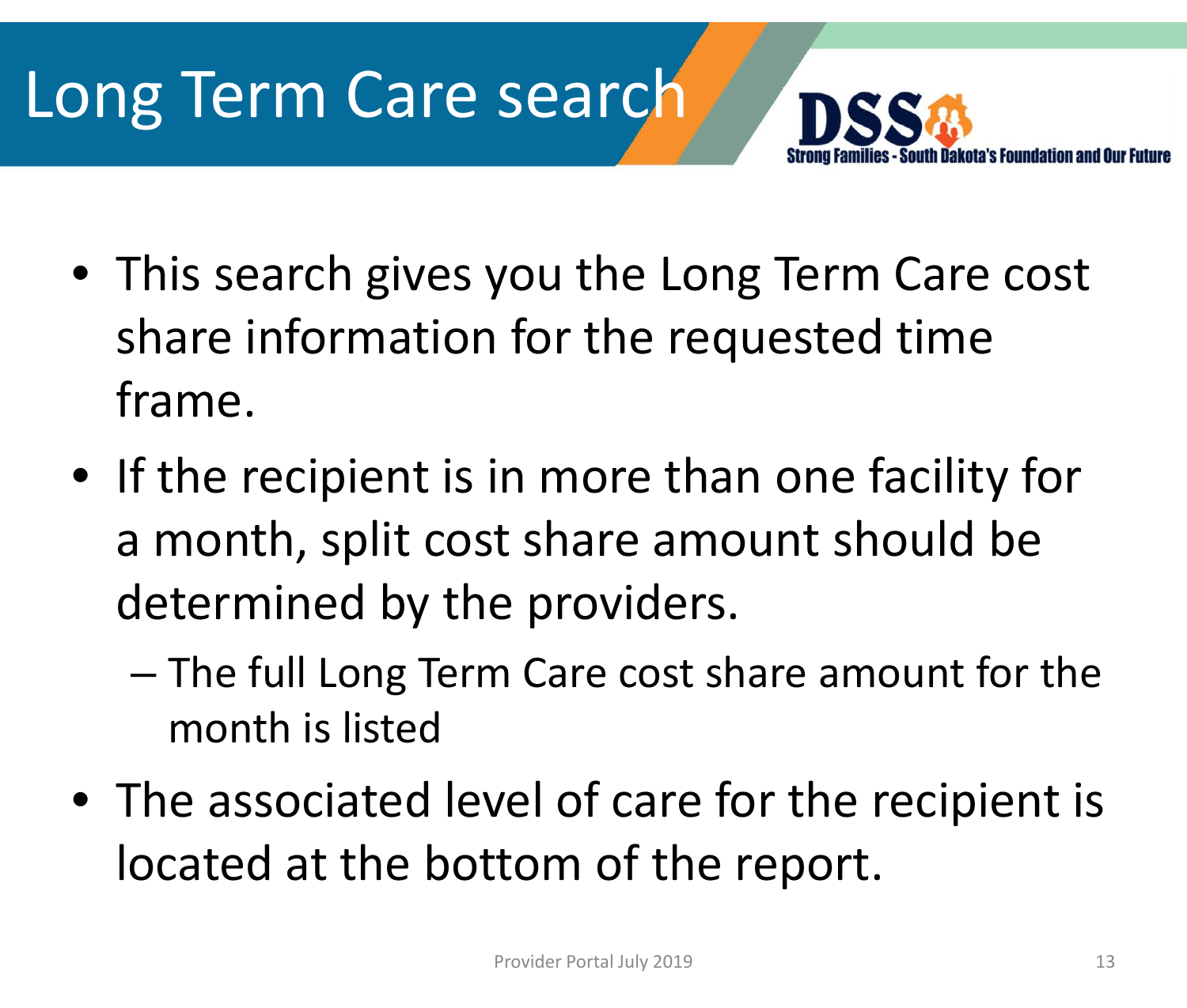# Long Term Care search

- This search gives you the Long Term Care cost share information for the requested time frame.
- If the recipient is in more than one facility for a month, split cost share amount should be determined by the providers.
  - The full Long Term Care cost share amount for the month is listed
- The associated level of care for the recipient is located at the bottom of the report.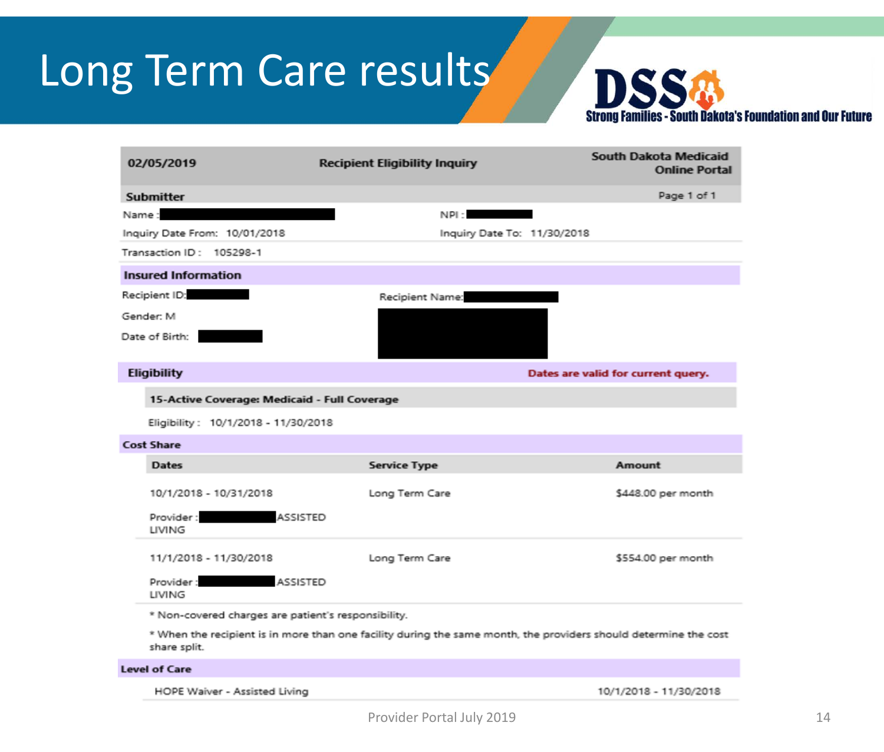# Long Term Care results

**DSS** Strong Families - South Dakota's Foundation and Our Future

| 02/05/2019 | Recipient Eligibility Inquiry | South Dakota Medicaid Online Portal |
|---|---|---|

**Submitter** Page 1 of 1

Name : NPI :

Inquiry Date From: 10/01/2018 Inquiry Date To: 11/30/2018

Transaction ID : 105298-1

**Insured Information**

Recipient ID: Recipient Name:

Gender: M

Date of Birth:

**Eligibility** Dates are valid for current query.

**15-Active Coverage: Medicaid - Full Coverage**

Eligibility : 10/1/2018 - 11/30/2018

**Cost Share**

| Dates | Service Type | Amount |
|---|---|---|
| 10/1/2018 - 10/31/2018<br>Provider : ASSISTED LIVING | Long Term Care | $448.00 per month |
| 11/1/2018 - 11/30/2018<br>Provider : ASSISTED LIVING | Long Term Care | $554.00 per month |

* Non-covered charges are patient's responsibility.

* When the recipient is in more than one facility during the same month, the providers should determine the cost share split.

**Level of Care**

HOPE Waiver - Assisted Living 10/1/2018 - 11/30/2018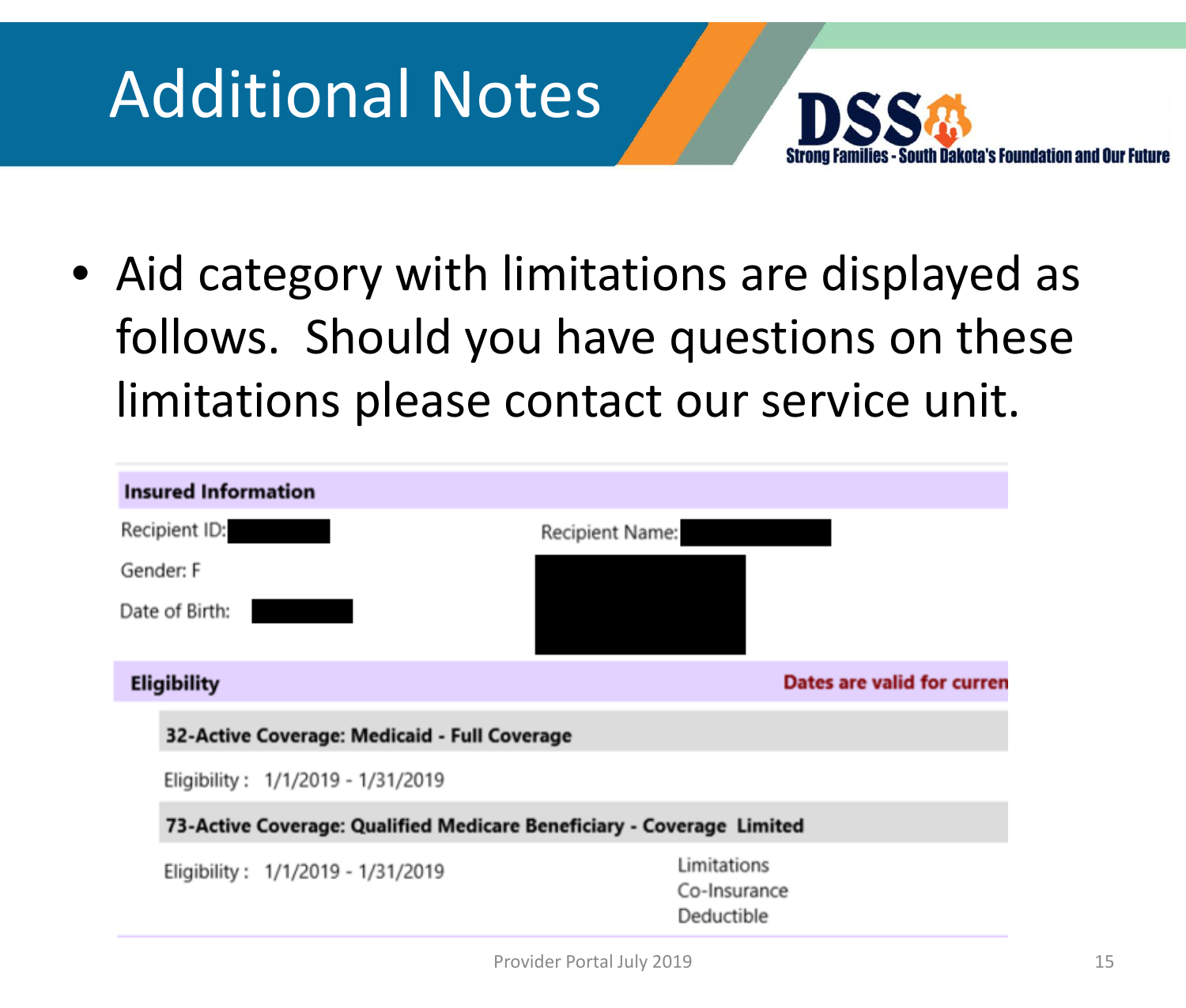# Additional Notes

DSS
Strong Families - South Dakota's Foundation and Our Future

- Aid category with limitations are displayed as follows. Should you have questions on these limitations please contact our service unit.

**Insured Information**

Recipient ID:

Recipient Name:

Gender: F

Date of Birth:

**Eligibility** **Dates are valid for curren**

**32-Active Coverage: Medicaid - Full Coverage**

Eligibility : 1/1/2019 - 1/31/2019

**73-Active Coverage: Qualified Medicare Beneficiary - Coverage Limited**

Eligibility : 1/1/2019 - 1/31/2019

Limitations
Co-Insurance
Deductible

Provider Portal July 2019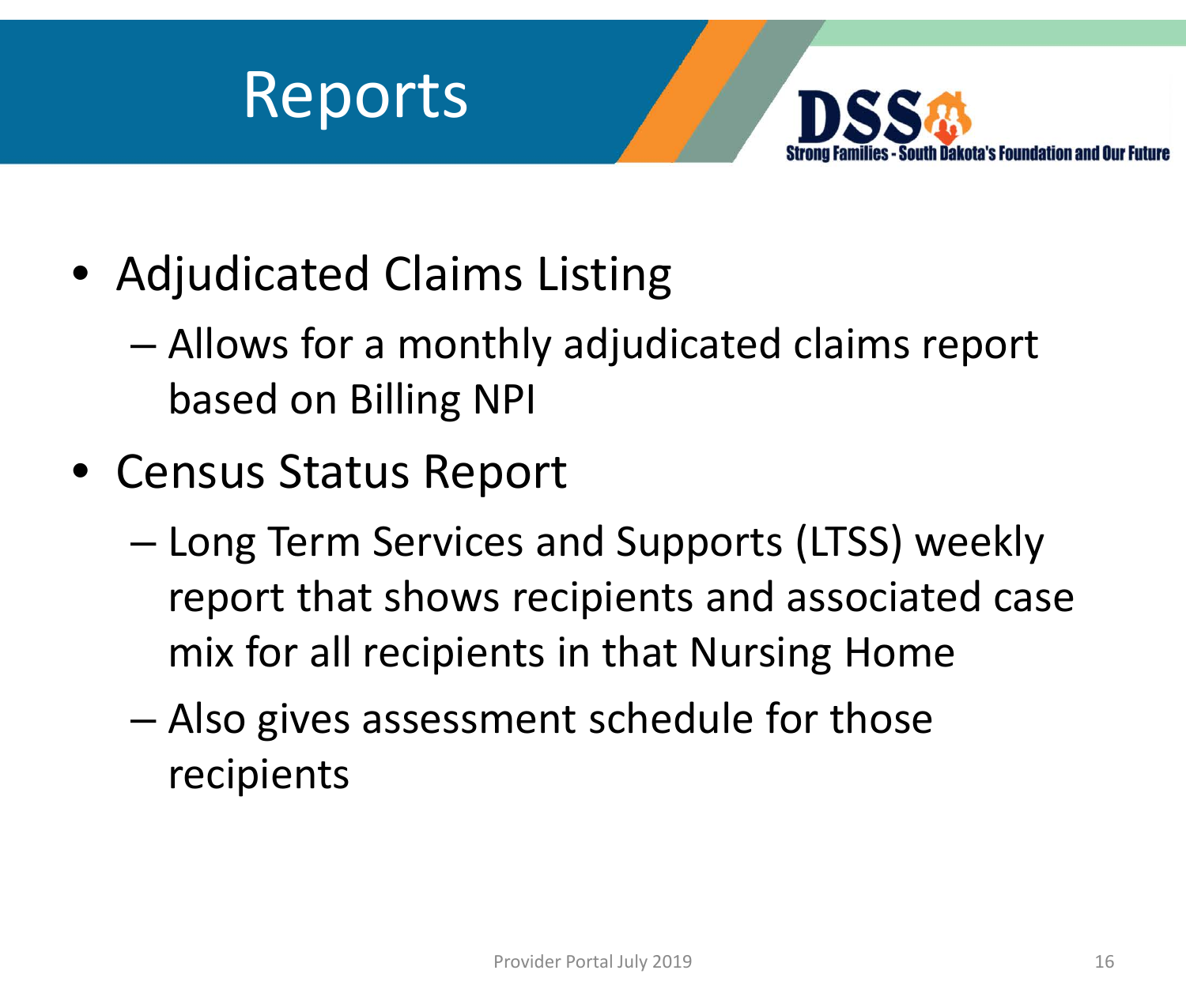# Reports

- Adjudicated Claims Listing
  - Allows for a monthly adjudicated claims report based on Billing NPI
- Census Status Report
  - Long Term Services and Supports (LTSS) weekly report that shows recipients and associated case mix for all recipients in that Nursing Home
  - Also gives assessment schedule for those recipients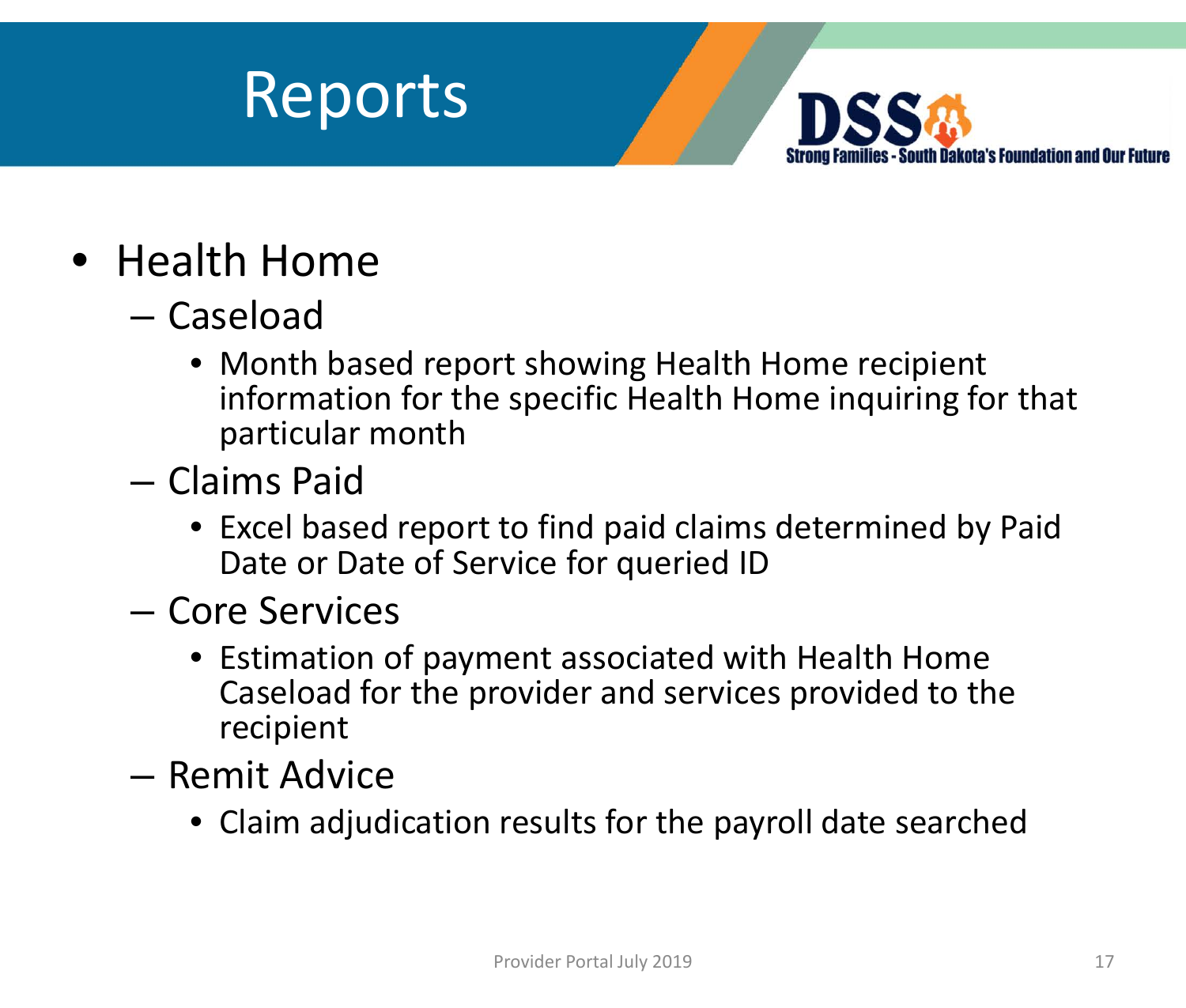# Reports

- Health Home
  - Caseload
    - Month based report showing Health Home recipient information for the specific Health Home inquiring for that particular month
  - Claims Paid
    - Excel based report to find paid claims determined by Paid Date or Date of Service for queried ID
  - Core Services
    - Estimation of payment associated with Health Home Caseload for the provider and services provided to the recipient
  - Remit Advice
    - Claim adjudication results for the payroll date searched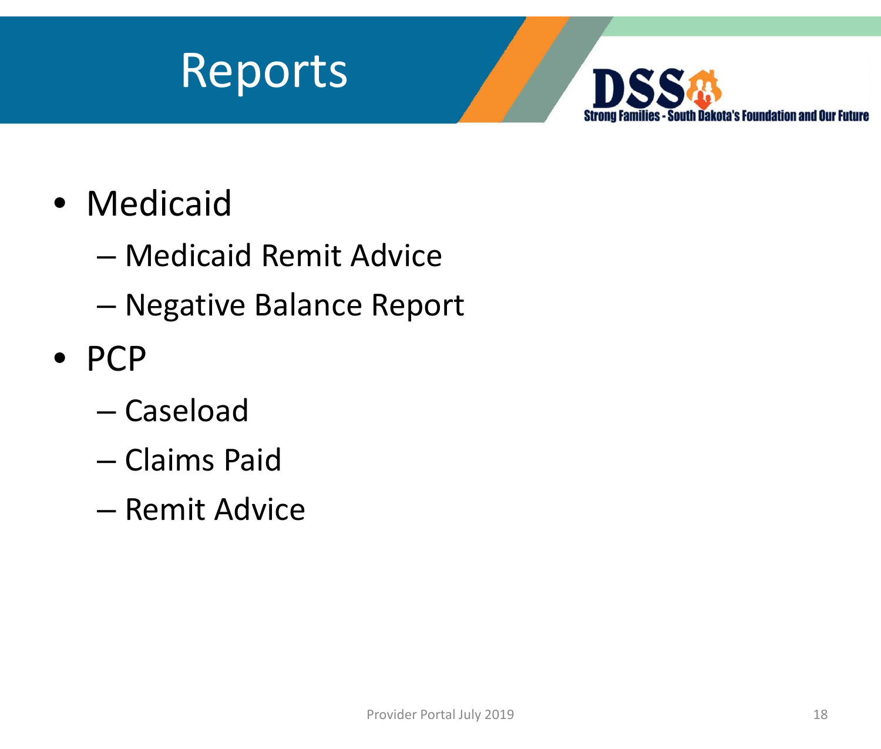# Reports

- Medicaid
  - Medicaid Remit Advice
  - Negative Balance Report
- PCP
  - Caseload
  - Claims Paid
  - Remit Advice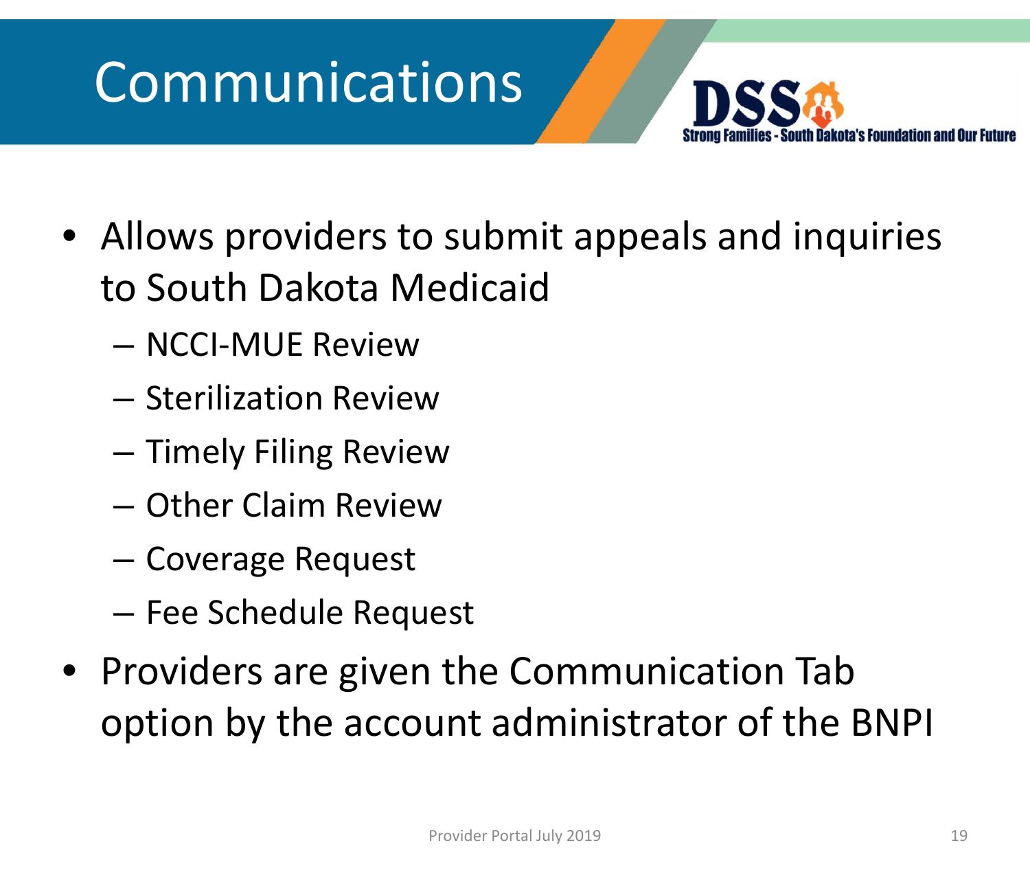# Communications

- Allows providers to submit appeals and inquiries to South Dakota Medicaid
  - NCCI-MUE Review
  - Sterilization Review
  - Timely Filing Review
  - Other Claim Review
  - Coverage Request
  - Fee Schedule Request
- Providers are given the Communication Tab option by the account administrator of the BNPI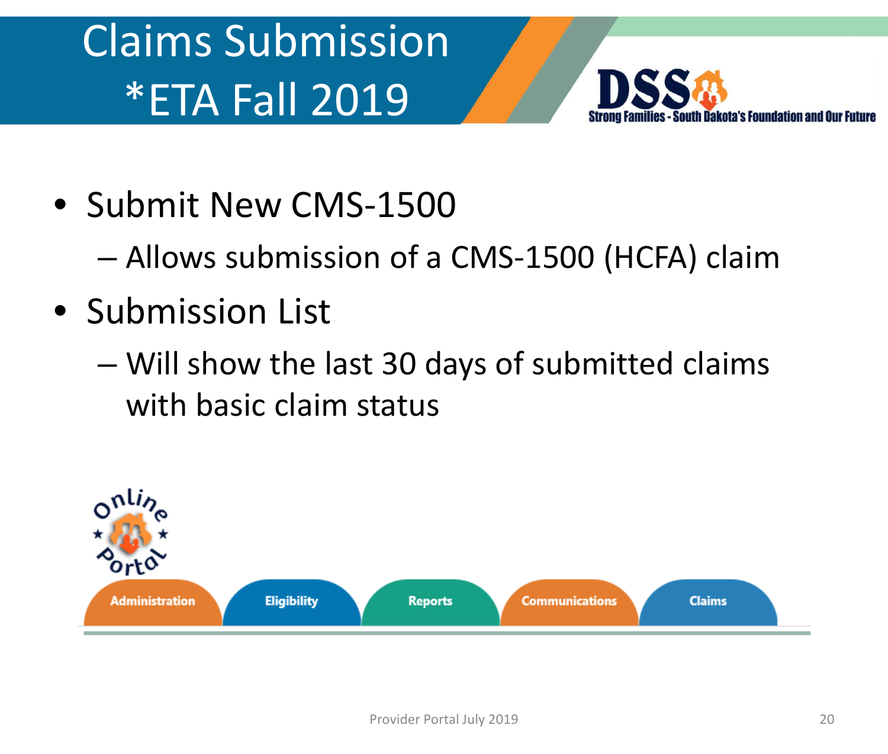# Claims Submission *ETA Fall 2019

- Submit New CMS-1500
  - Allows submission of a CMS-1500 (HCFA) claim
- Submission List
  - Will show the last 30 days of submitted claims with basic claim status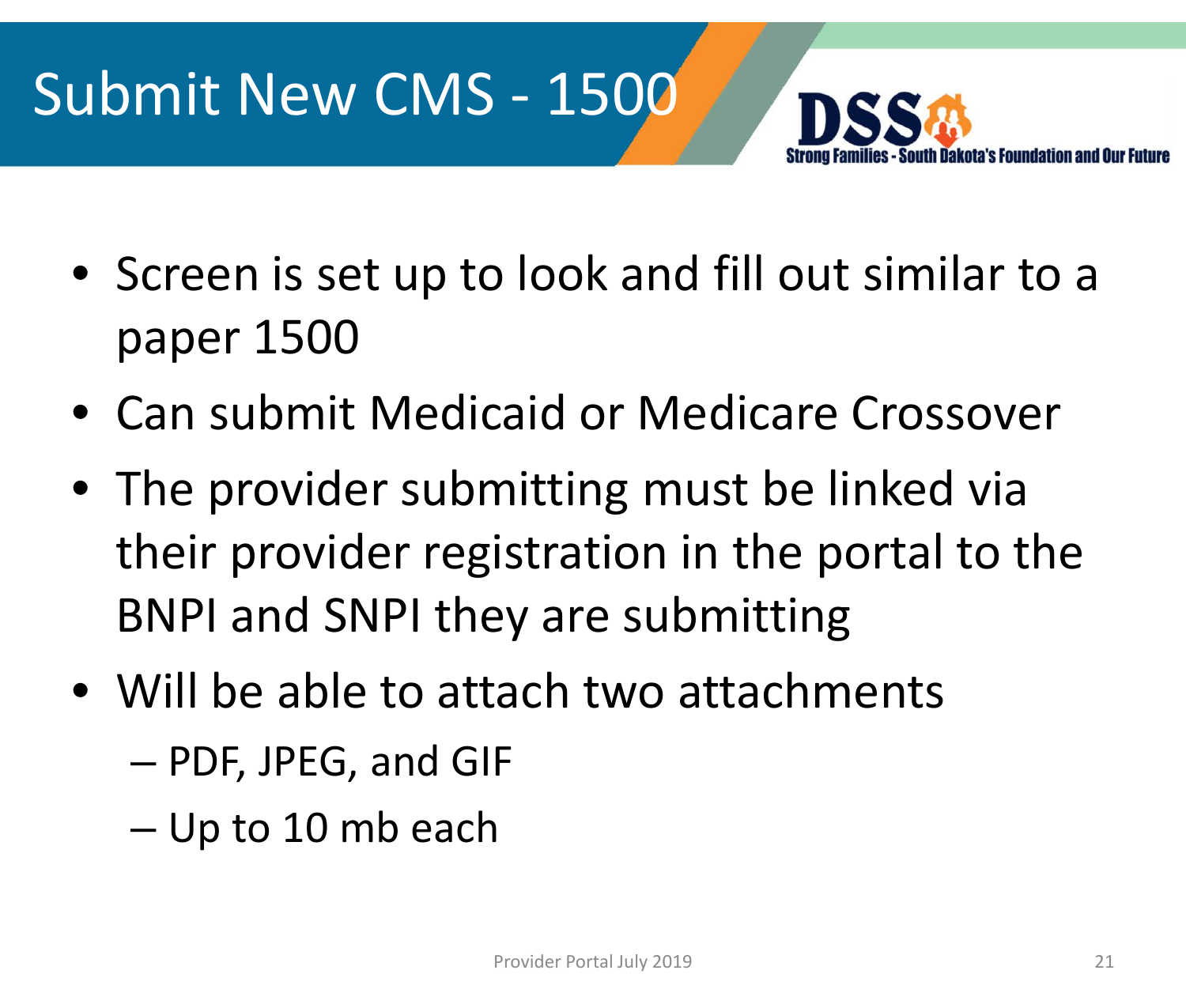# Submit New CMS - 1500

- Screen is set up to look and fill out similar to a paper 1500
- Can submit Medicaid or Medicare Crossover
- The provider submitting must be linked via their provider registration in the portal to the BNPI and SNPI they are submitting
- Will be able to attach two attachments
  - PDF, JPEG, and GIF
  - Up to 10 mb each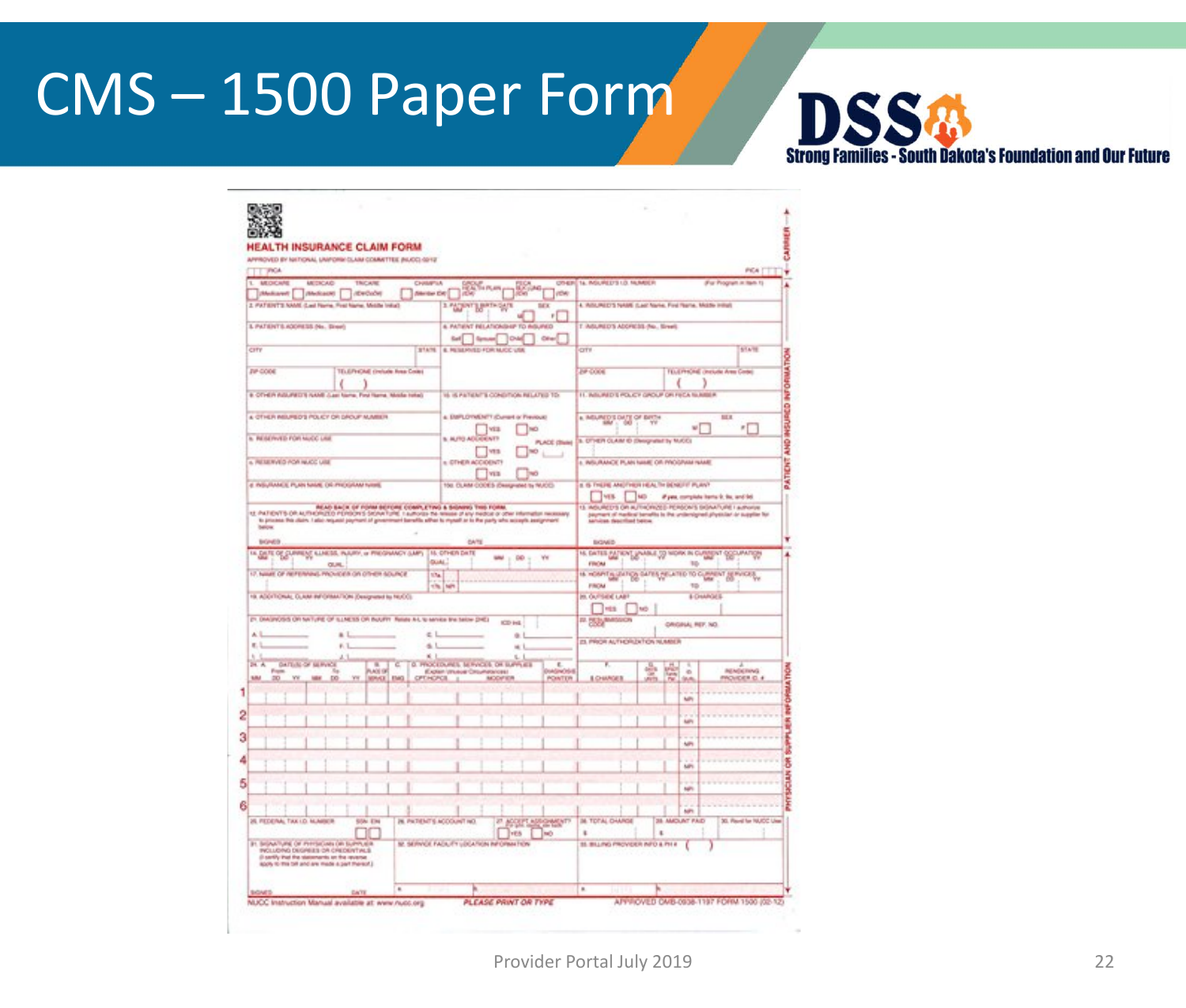# CMS – 1500 Paper Form

**DSS** Strong Families - South Dakota's Foundation and Our Future

HEALTH INSURANCE CLAIM FORM

APPROVED BY NATIONAL UNIFORM CLAIM COMMITTEE (NUCC) 02/12

NUCC Instruction Manual available at: www.nucc.org

PLEASE PRINT OR TYPE

APPROVED OMB-0938-1197 FORM 1500 (02-12)

Provider Portal July 2019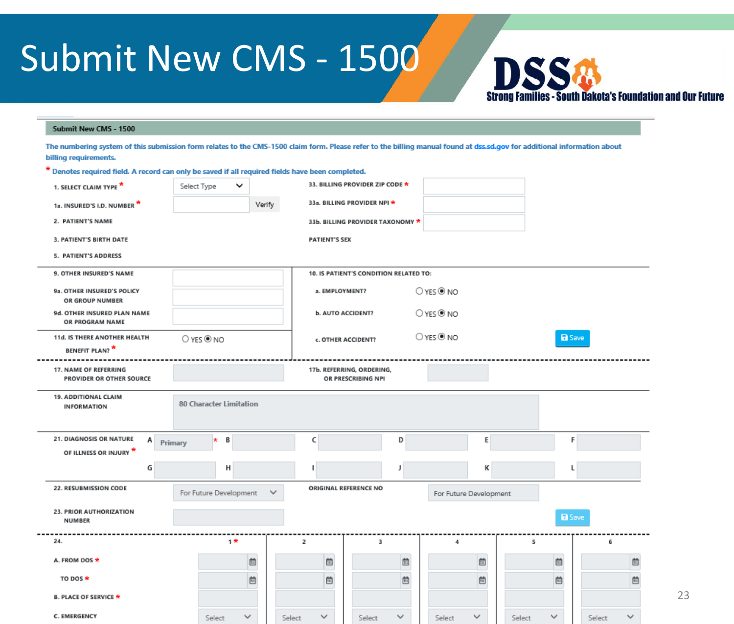# Submit New CMS - 1500

DSS

Strong Families - South Dakota's Foundation and Our Future

## Submit New CMS - 1500

The numbering system of this submission form relates to the CMS-1500 claim form. Please refer to the billing manual found at dss.sd.gov for additional information about billing requirements.

\* Denotes required field. A record can only be saved if all required fields have been completed.

1. SELECT CLAIM TYPE * — Select Type

1a. INSURED'S I.D. NUMBER * — Verify

2. PATIENT'S NAME

3. PATIENT'S BIRTH DATE

5. PATIENT'S ADDRESS

33. BILLING PROVIDER ZIP CODE *

33a. BILLING PROVIDER NPI *

33b. BILLING PROVIDER TAXONOMY *

PATIENT'S SEX

9. OTHER INSURED'S NAME

9a. OTHER INSURED'S POLICY OR GROUP NUMBER

9d. OTHER INSURED PLAN NAME OR PROGRAM NAME

11d. IS THERE ANOTHER HEALTH BENEFIT PLAN? * — YES / NO

10. IS PATIENT'S CONDITION RELATED TO:

a. EMPLOYMENT? — YES / NO

b. AUTO ACCIDENT? — YES / NO

c. OTHER ACCIDENT? — YES / NO

Save

17. NAME OF REFERRING PROVIDER OR OTHER SOURCE

17b. REFERRING, ORDERING, OR PRESCRIBING NPI

19. ADDITIONAL CLAIM INFORMATION — 80 Character Limitation

21. DIAGNOSIS OR NATURE OF ILLNESS OR INJURY * — A Primary *, B, C, D, E, F, G, H, I, J, K, L

22. RESUBMISSION CODE — For Future Development

ORIGINAL REFERENCE NO — For Future Development

23. PRIOR AUTHORIZATION NUMBER

Save

| 24. | 1 * | 2 | 3 | 4 | 5 | 6 |
|---|---|---|---|---|---|---|
| A. FROM DOS * | | | | | | |
| TO DOS * | | | | | | |
| B. PLACE OF SERVICE * | | | | | | |
| C. EMERGENCY | Select | Select | Select | Select | Select | Select |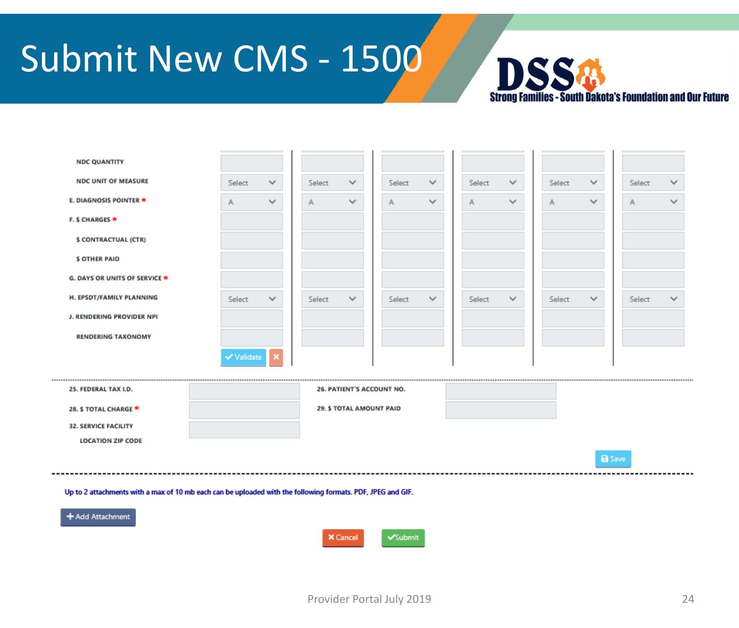# Submit New CMS - 1500

DSS
Strong Families - South Dakota's Foundation and Our Future

| | | | | | | |
|---|---|---|---|---|---|---|
| NDC QUANTITY | | | | | | |
| NDC UNIT OF MEASURE | Select | Select | Select | Select | Select | Select |
| E. DIAGNOSIS POINTER * | A | A | A | A | A | A |
| F. $ CHARGES * | | | | | | |
| $ CONTRACTUAL (CTR) | | | | | | |
| $ OTHER PAID | | | | | | |
| G. DAYS OR UNITS OF SERVICE * | | | | | | |
| H. EPSDT/FAMILY PLANNING | Select | Select | Select | Select | Select | Select |
| J. RENDERING PROVIDER NPI | | | | | | |
| RENDERING TAXONOMY | | | | | | |
| | Validate | | | | | |

25. FEDERAL TAX I.D.

26. PATIENT'S ACCOUNT NO.

28. $ TOTAL CHARGE *

29. $ TOTAL AMOUNT PAID

32. SERVICE FACILITY LOCATION ZIP CODE

Save

Up to 2 attachments with a max of 10 mb each can be uploaded with the following formats. PDF, JPEG and GIF.

+ Add Attachment

Cancel Submit

Provider Portal July 2019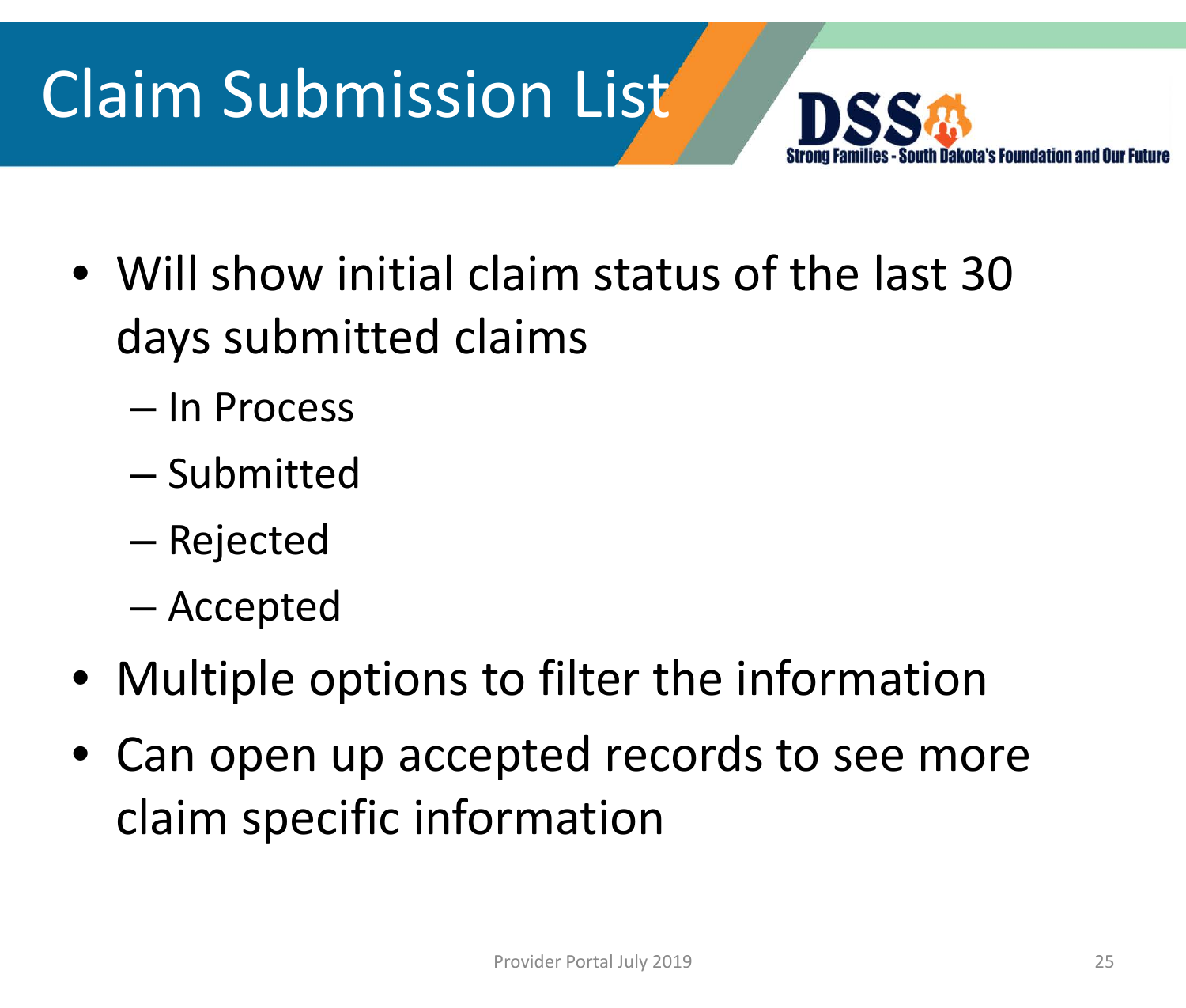# Claim Submission List

- Will show initial claim status of the last 30 days submitted claims
  - In Process
  - Submitted
  - Rejected
  - Accepted
- Multiple options to filter the information
- Can open up accepted records to see more claim specific information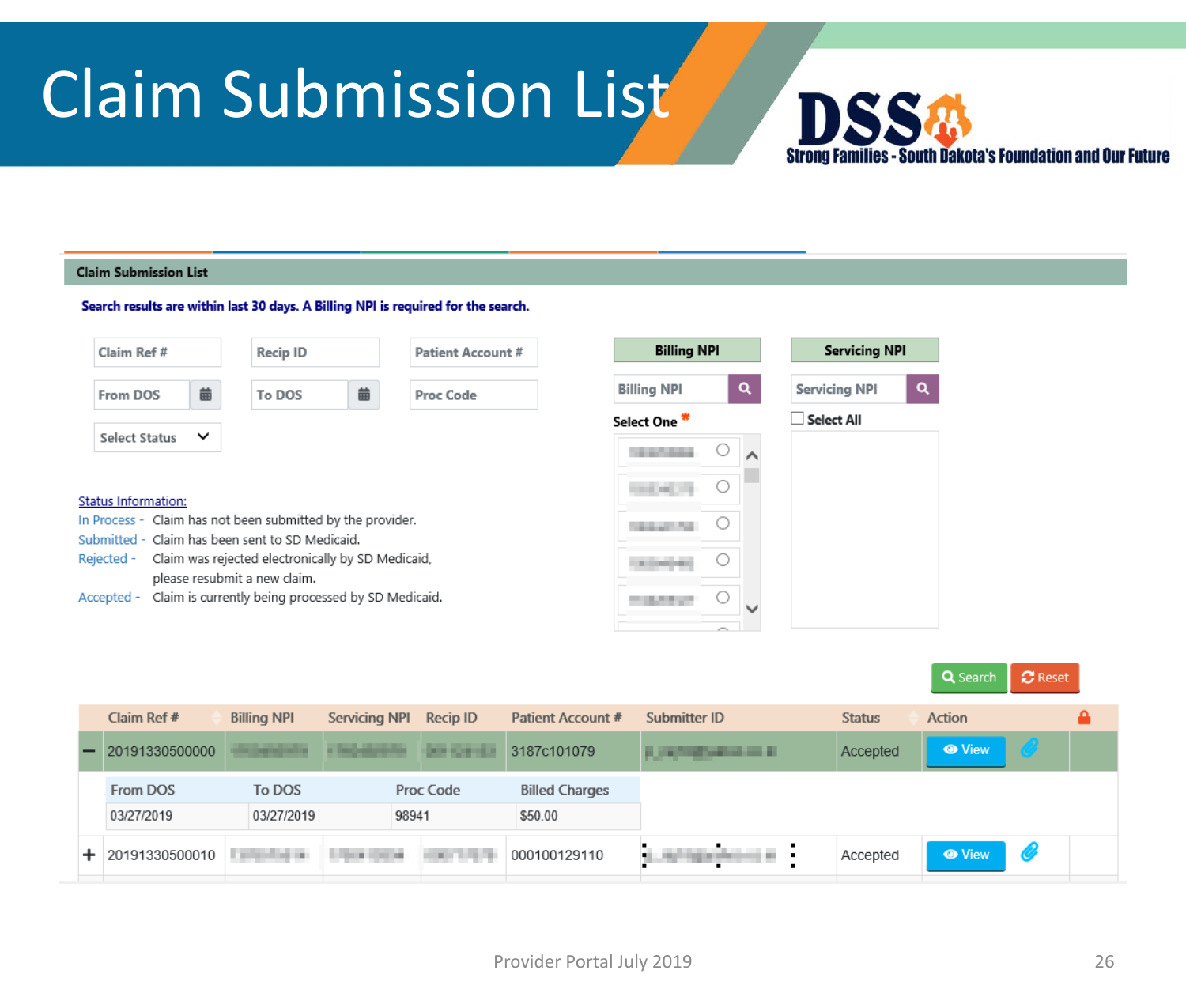# Claim Submission List

DSS
Strong Families - South Dakota's Foundation and Our Future

**Claim Submission List**

**Search results are within last 30 days. A Billing NPI is required for the search.**

Claim Ref #
Recip ID
Patient Account #
From DOS
To DOS
Proc Code
Select Status

**Billing NPI**

Billing NPI

Select One *

**Servicing NPI**

Servicing NPI

Select All

Status Information:

In Process - Claim has not been submitted by the provider.
Submitted - Claim has been sent to SD Medicaid.
Rejected - Claim was rejected electronically by SD Medicaid, please resubmit a new claim.
Accepted - Claim is currently being processed by SD Medicaid.

Search
Reset

| | Claim Ref # | Billing NPI | Servicing NPI | Recip ID | Patient Account # | Submitter ID | Status | Action |
|---|---|---|---|---|---|---|---|---|
| − | 20191330500000 | | | | 3187c101079 | | Accepted | View |
| + | 20191330500010 | | | | 000100129110 | | Accepted | View |

| From DOS | To DOS | Proc Code | Billed Charges |
|---|---|---|---|
| 03/27/2019 | 03/27/2019 | 98941 | $50.00 |

Provider Portal July 2019